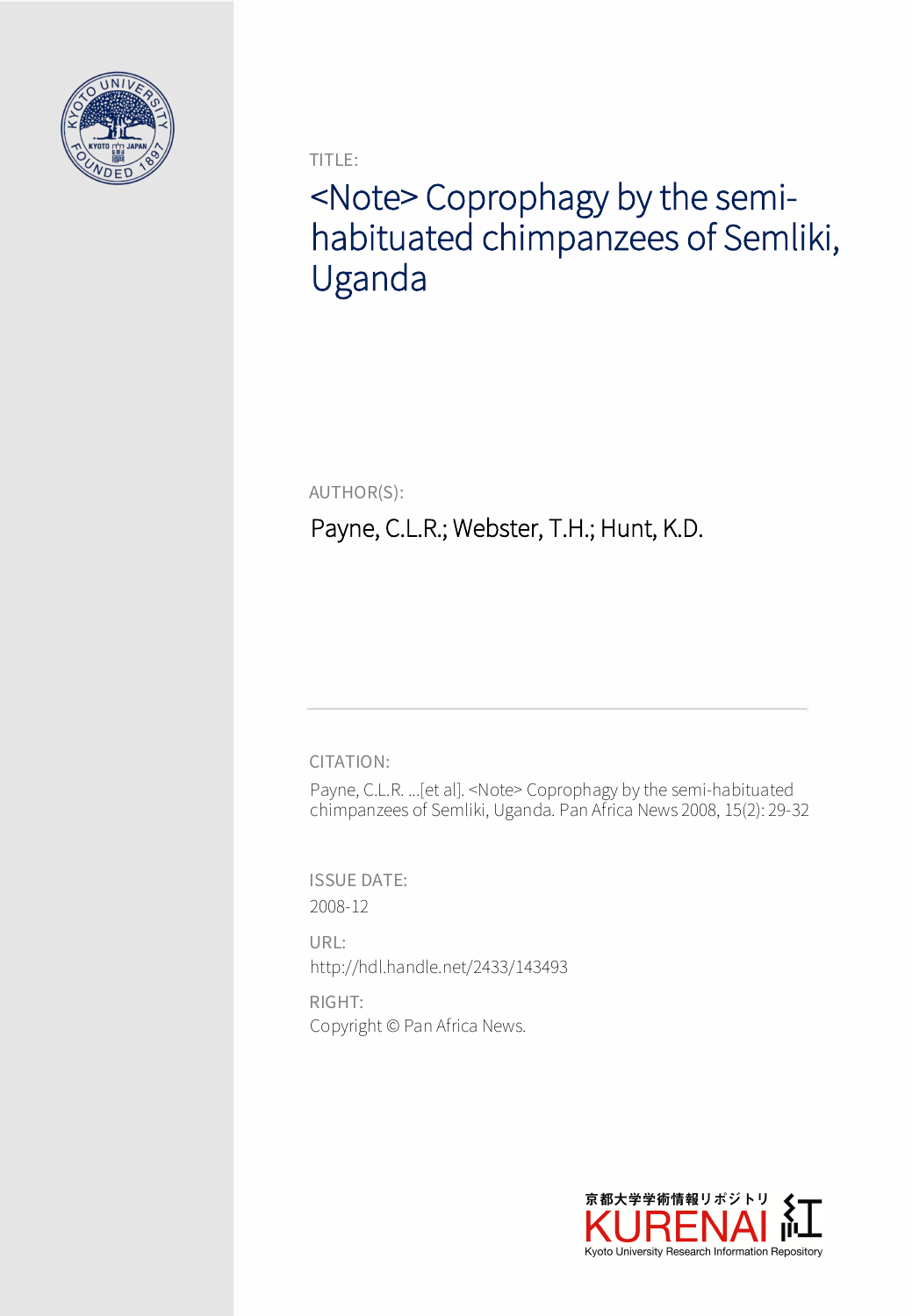TITLE:

# <Note> Coprophagy by the semi-habituated chimpanzees of Semliki, Uganda

AUTHOR(S):

Payne, C.L.R.; Webster, T.H.; Hunt, K.D.

CITATION:

Payne, C.L.R. ...[et al]. <Note> Coprophagy by the semi-habituated chimpanzees of Semliki, Uganda. Pan Africa News 2008, 15(2): 29-32

ISSUE DATE:

2008-12

URL:

http://hdl.handle.net/2433/143493

RIGHT:

Copyright © Pan Africa News.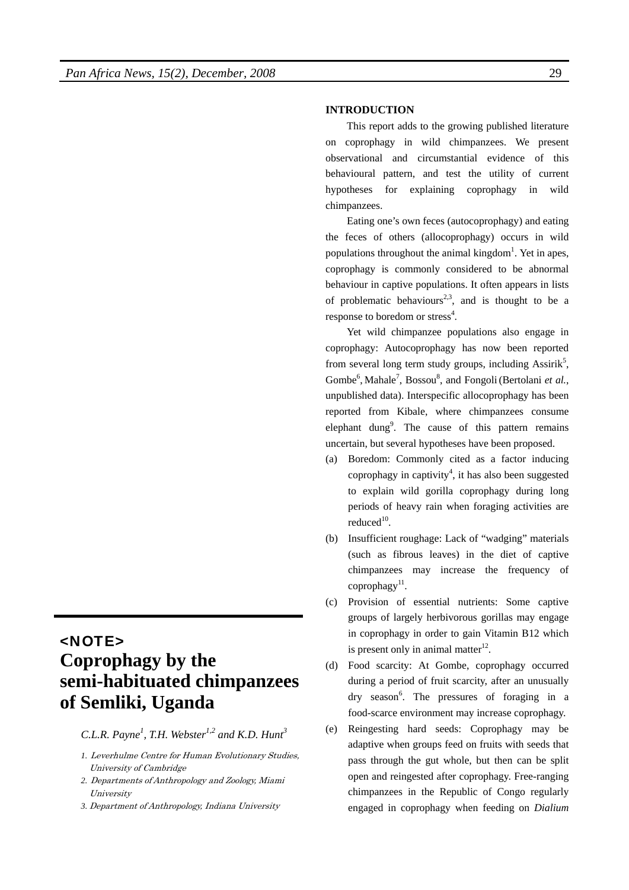<NOTE>

# Coprophagy by the semi-habituated chimpanzees of Semliki, Uganda

*C.L.R. Payne[1], T.H. Webster[1,2] and K.D. Hunt[3]*

1. *Leverhulme Centre for Human Evolutionary Studies, University of Cambridge*
2. *Departments of Anthropology and Zoology, Miami University*
3. *Department of Anthropology, Indiana University*

## INTRODUCTION

This report adds to the growing published literature on coprophagy in wild chimpanzees. We present observational and circumstantial evidence of this behavioural pattern, and test the utility of current hypotheses for explaining coprophagy in wild chimpanzees.

Eating one's own feces (autocoprophagy) and eating the feces of others (allocoprophagy) occurs in wild populations throughout the animal kingdom[1]. Yet in apes, coprophagy is commonly considered to be abnormal behaviour in captive populations. It often appears in lists of problematic behaviours[2,3], and is thought to be a response to boredom or stress[4].

Yet wild chimpanzee populations also engage in coprophagy: Autocoprophagy has now been reported from several long term study groups, including Assirik[5], Gombe[6], Mahale[7], Bossou[8], and Fongoli (Bertolani *et al.*, unpublished data). Interspecific allocoprophagy has been reported from Kibale, where chimpanzees consume elephant dung[9]. The cause of this pattern remains uncertain, but several hypotheses have been proposed.

(a) Boredom: Commonly cited as a factor inducing coprophagy in captivity[4], it has also been suggested to explain wild gorilla coprophagy during long periods of heavy rain when foraging activities are reduced[10].

(b) Insufficient roughage: Lack of "wadging" materials (such as fibrous leaves) in the diet of captive chimpanzees may increase the frequency of coprophagy[11].

(c) Provision of essential nutrients: Some captive groups of largely herbivorous gorillas may engage in coprophagy in order to gain Vitamin B12 which is present only in animal matter[12].

(d) Food scarcity: At Gombe, coprophagy occurred during a period of fruit scarcity, after an unusually dry season[6]. The pressures of foraging in a food-scarce environment may increase coprophagy.

(e) Reingesting hard seeds: Coprophagy may be adaptive when groups feed on fruits with seeds that pass through the gut whole, but then can be split open and reingested after coprophagy. Free-ranging chimpanzees in the Republic of Congo regularly engaged in coprophagy when feeding on *Dialium*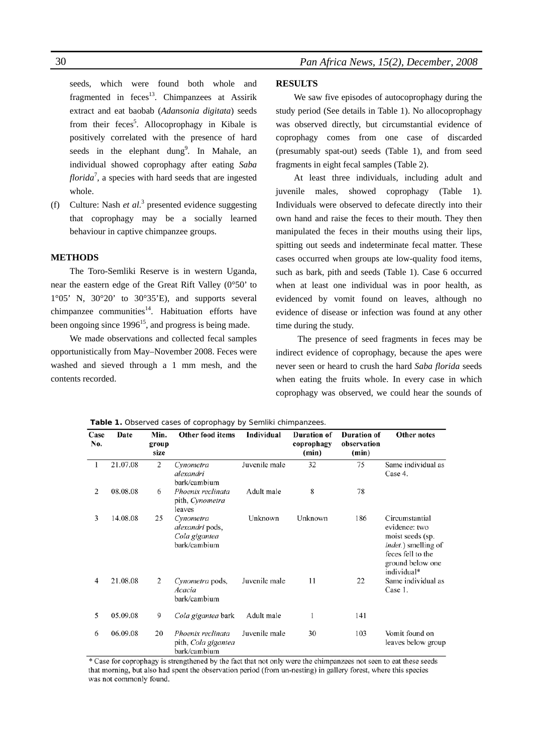seeds, which were found both whole and fragmented in feces[13]. Chimpanzees at Assirik extract and eat baobab (*Adansonia digitata*) seeds from their feces[5]. Allocoprophagy in Kibale is positively correlated with the presence of hard seeds in the elephant dung[9]. In Mahale, an individual showed coprophagy after eating *Saba florida*[7], a species with hard seeds that are ingested whole.

(f) Culture: Nash *et al.*[3] presented evidence suggesting that coprophagy may be a socially learned behaviour in captive chimpanzee groups.

## METHODS

The Toro-Semliki Reserve is in western Uganda, near the eastern edge of the Great Rift Valley (0°50' to 1°05' N, 30°20' to 30°35'E), and supports several chimpanzee communities[14]. Habituation efforts have been ongoing since 1996[15], and progress is being made.

We made observations and collected fecal samples opportunistically from May–November 2008. Feces were washed and sieved through a 1 mm mesh, and the contents recorded.

## RESULTS

We saw five episodes of autocoprophagy during the study period (See details in Table 1). No allocoprophagy was observed directly, but circumstantial evidence of coprophagy comes from one case of discarded (presumably spat-out) seeds (Table 1), and from seed fragments in eight fecal samples (Table 2).

At least three individuals, including adult and juvenile males, showed coprophagy (Table 1). Individuals were observed to defecate directly into their own hand and raise the feces to their mouth. They then manipulated the feces in their mouths using their lips, spitting out seeds and indeterminate fecal matter. These cases occurred when groups ate low-quality food items, such as bark, pith and seeds (Table 1). Case 6 occurred when at least one individual was in poor health, as evidenced by vomit found on leaves, although no evidence of disease or infection was found at any other time during the study.

The presence of seed fragments in feces may be indirect evidence of coprophagy, because the apes were never seen or heard to crush the hard *Saba florida* seeds when eating the fruits whole. In every case in which coprophagy was observed, we could hear the sounds of

**Table 1.** Observed cases of coprophagy by Semliki chimpanzees.

| Case No. | Date | Min. group size | Other food items | Individual | Duration of coprophagy (min) | Duration of observation (min) | Other notes |
|---|---|---|---|---|---|---|---|
| 1 | 21.07.08 | 2 | *Cynometra alexandri* bark/cambium | Juvenile male | 32 | 75 | Same individual as Case 4. |
| 2 | 08.08.08 | 6 | *Phoenix reclinata* pith, *Cynometra* leaves | Adult male | 8 | 78 | |
| 3 | 14.08.08 | 25 | *Cynometra alexandri* pods, *Cola gigantea* bark/cambium | Unknown | Unknown | 186 | Circumstantial evidence: two moist seeds (sp. *indet.*) smelling of feces fell to the ground below one individual* |
| 4 | 21.08.08 | 2 | *Cynometra* pods, *Acacia* bark/cambium | Juvenile male | 11 | 22 | Same individual as Case 1. |
| 5 | 05.09.08 | 9 | *Cola gigantea* bark | Adult male | 1 | 141 | |
| 6 | 06.09.08 | 20 | *Phoenix reclinata* pith, *Cola gigantea* bark/cambium | Juvenile male | 30 | 103 | Vomit found on leaves below group |

\* Case for coprophagy is strengthened by the fact that not only were the chimpanzees not seen to eat these seeds that morning, but also had spent the observation period (from un-nesting) in gallery forest, where this species was not commonly found.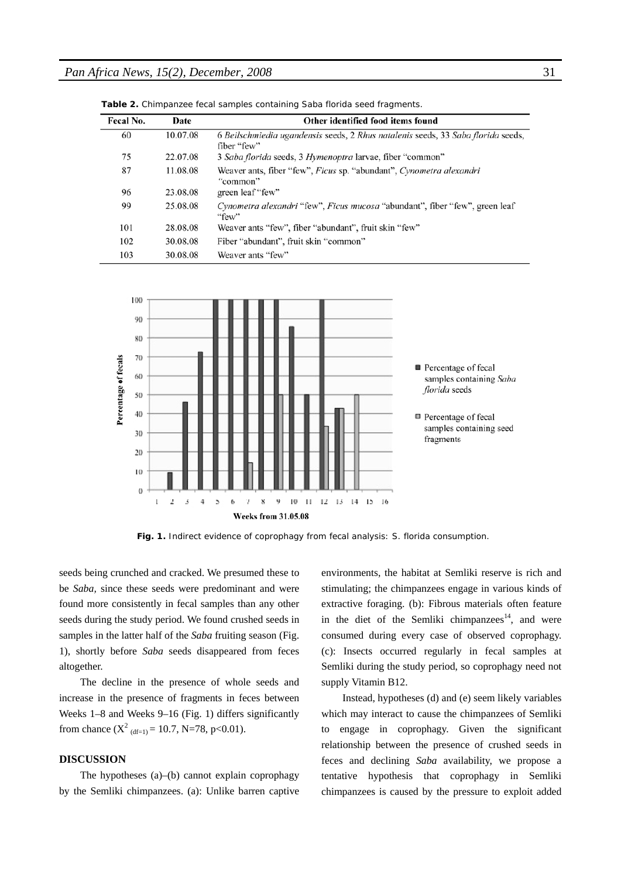**Table 2.** Chimpanzee fecal samples containing Saba florida seed fragments.

| Fecal No. | Date | Other identified food items found |
|---|---|---|
| 60 | 10.07.08 | 6 *Beilschmiedia ugandensis* seeds, 2 *Rhus natalenis* seeds, 33 *Saba florida* seeds, fiber "few" |
| 75 | 22.07.08 | 3 *Saba florida* seeds, 3 *Hymenoptra* larvae, fiber "common" |
| 87 | 11.08.08 | Weaver ants, fiber "few", *Ficus* sp. "abundant", *Cynometra alexandri* "common" |
| 96 | 23.08.08 | green leaf "few" |
| 99 | 25.08.08 | *Cynometra alexandri* "few", *Ficus mucosa* "abundant", fiber "few", green leaf "few" |
| 101 | 28.08.08 | Weaver ants "few", fiber "abundant", fruit skin "few" |
| 102 | 30.08.08 | Fiber "abundant", fruit skin "common" |
| 103 | 30.08.08 | Weaver ants "few" |

**Fig. 1.** Indirect evidence of coprophagy from fecal analysis: S. florida consumption.

seeds being crunched and cracked. We presumed these to be *Saba,* since these seeds were predominant and were found more consistently in fecal samples than any other seeds during the study period. We found crushed seeds in samples in the latter half of the *Saba* fruiting season (Fig. 1), shortly before *Saba* seeds disappeared from feces altogether.

The decline in the presence of whole seeds and increase in the presence of fragments in feces between Weeks 1–8 and Weeks 9–16 (Fig. 1) differs significantly from chance ($X^2_{(df=1)} = 10.7$, N=78, $p<0.01$).

## DISCUSSION

The hypotheses (a)–(b) cannot explain coprophagy by the Semliki chimpanzees. (a): Unlike barren captive environments, the habitat at Semliki reserve is rich and stimulating; the chimpanzees engage in various kinds of extractive foraging. (b): Fibrous materials often feature in the diet of the Semliki chimpanzees[14], and were consumed during every case of observed coprophagy. (c): Insects occurred regularly in fecal samples at Semliki during the study period, so coprophagy need not supply Vitamin B12.

Instead, hypotheses (d) and (e) seem likely variables which may interact to cause the chimpanzees of Semliki to engage in coprophagy. Given the significant relationship between the presence of crushed seeds in feces and declining *Saba* availability, we propose a tentative hypothesis that coprophagy in Semliki chimpanzees is caused by the pressure to exploit added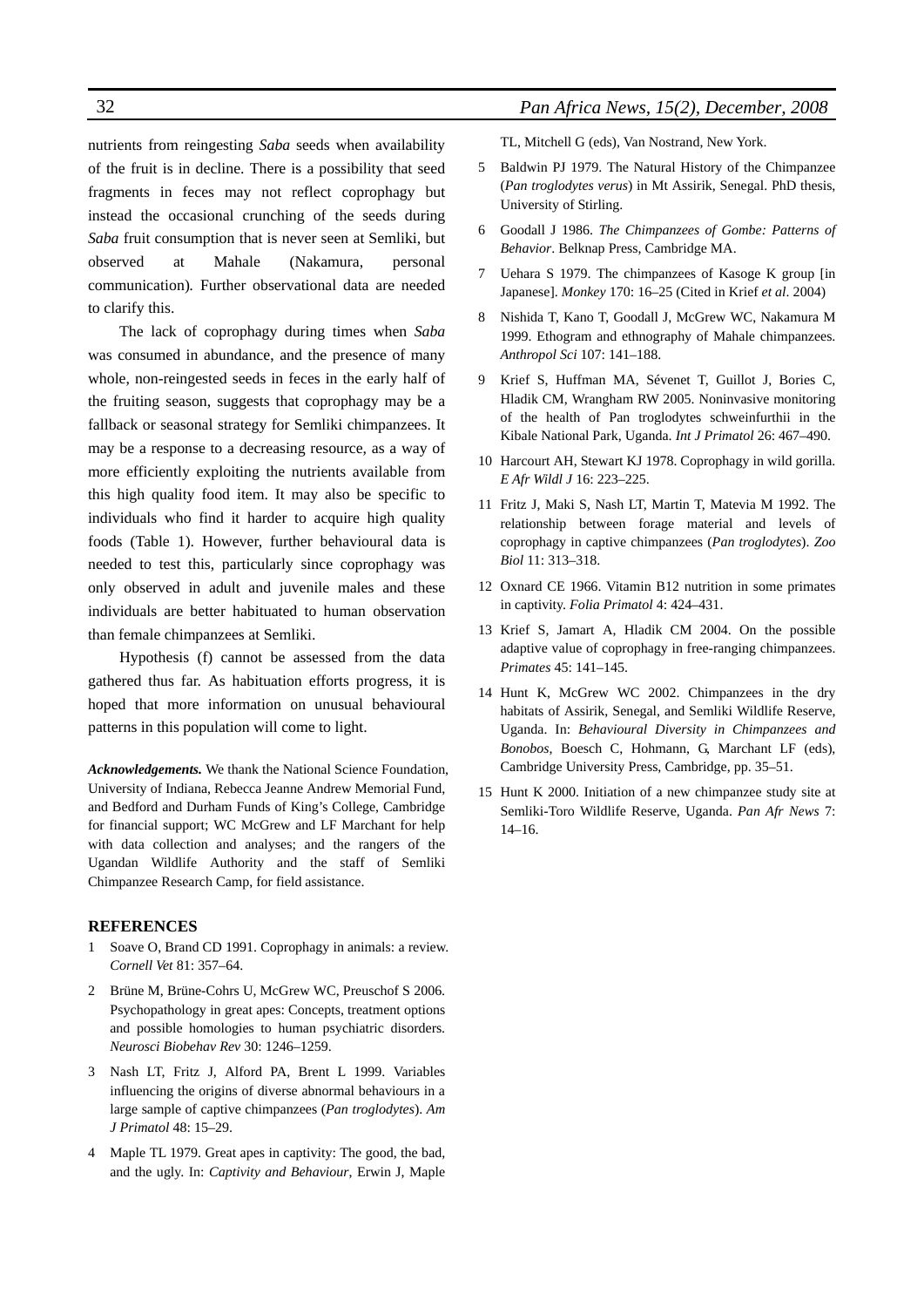nutrients from reingesting *Saba* seeds when availability of the fruit is in decline. There is a possibility that seed fragments in feces may not reflect coprophagy but instead the occasional crunching of the seeds during *Saba* fruit consumption that is never seen at Semliki, but observed at Mahale (Nakamura, personal communication). Further observational data are needed to clarify this.

The lack of coprophagy during times when *Saba* was consumed in abundance, and the presence of many whole, non-reingested seeds in feces in the early half of the fruiting season, suggests that coprophagy may be a fallback or seasonal strategy for Semliki chimpanzees. It may be a response to a decreasing resource, as a way of more efficiently exploiting the nutrients available from this high quality food item. It may also be specific to individuals who find it harder to acquire high quality foods (Table 1). However, further behavioural data is needed to test this, particularly since coprophagy was only observed in adult and juvenile males and these individuals are better habituated to human observation than female chimpanzees at Semliki.

Hypothesis (f) cannot be assessed from the data gathered thus far. As habituation efforts progress, it is hoped that more information on unusual behavioural patterns in this population will come to light.

***Acknowledgements.*** We thank the National Science Foundation, University of Indiana, Rebecca Jeanne Andrew Memorial Fund, and Bedford and Durham Funds of King's College, Cambridge for financial support; WC McGrew and LF Marchant for help with data collection and analyses; and the rangers of the Ugandan Wildlife Authority and the staff of Semliki Chimpanzee Research Camp, for field assistance.

## REFERENCES

1. Soave O, Brand CD 1991. Coprophagy in animals: a review. *Cornell Vet* 81: 357–64.
2. Brüne M, Brüne-Cohrs U, McGrew WC, Preuschof S 2006. Psychopathology in great apes: Concepts, treatment options and possible homologies to human psychiatric disorders. *Neurosci Biobehav Rev* 30: 1246–1259.
3. Nash LT, Fritz J, Alford PA, Brent L 1999. Variables influencing the origins of diverse abnormal behaviours in a large sample of captive chimpanzees (*Pan troglodytes*). *Am J Primatol* 48: 15–29.
4. Maple TL 1979. Great apes in captivity: The good, the bad, and the ugly. In: *Captivity and Behaviour*, Erwin J, Maple TL, Mitchell G (eds), Van Nostrand, New York.
5. Baldwin PJ 1979. The Natural History of the Chimpanzee (*Pan troglodytes verus*) in Mt Assirik, Senegal. PhD thesis, University of Stirling.
6. Goodall J 1986. *The Chimpanzees of Gombe: Patterns of Behavior*. Belknap Press, Cambridge MA.
7. Uehara S 1979. The chimpanzees of Kasoge K group [in Japanese]. *Monkey* 170: 16–25 (Cited in Krief *et al*. 2004)
8. Nishida T, Kano T, Goodall J, McGrew WC, Nakamura M 1999. Ethogram and ethnography of Mahale chimpanzees. *Anthropol Sci* 107: 141–188.
9. Krief S, Huffman MA, Sévenet T, Guillot J, Bories C, Hladik CM, Wrangham RW 2005. Noninvasive monitoring of the health of Pan troglodytes schweinfurthii in the Kibale National Park, Uganda. *Int J Primatol* 26: 467–490.
10. Harcourt AH, Stewart KJ 1978. Coprophagy in wild gorilla. *E Afr Wildl J* 16: 223–225.
11. Fritz J, Maki S, Nash LT, Martin T, Matevia M 1992. The relationship between forage material and levels of coprophagy in captive chimpanzees (*Pan troglodytes*). *Zoo Biol* 11: 313–318.
12. Oxnard CE 1966. Vitamin B12 nutrition in some primates in captivity. *Folia Primatol* 4: 424–431.
13. Krief S, Jamart A, Hladik CM 2004. On the possible adaptive value of coprophagy in free-ranging chimpanzees. *Primates* 45: 141–145.
14. Hunt K, McGrew WC 2002. Chimpanzees in the dry habitats of Assirik, Senegal, and Semliki Wildlife Reserve, Uganda. In: *Behavioural Diversity in Chimpanzees and Bonobos*, Boesch C, Hohmann, G, Marchant LF (eds), Cambridge University Press, Cambridge, pp. 35–51.
15. Hunt K 2000. Initiation of a new chimpanzee study site at Semliki-Toro Wildlife Reserve, Uganda. *Pan Afr News* 7: 14–16.